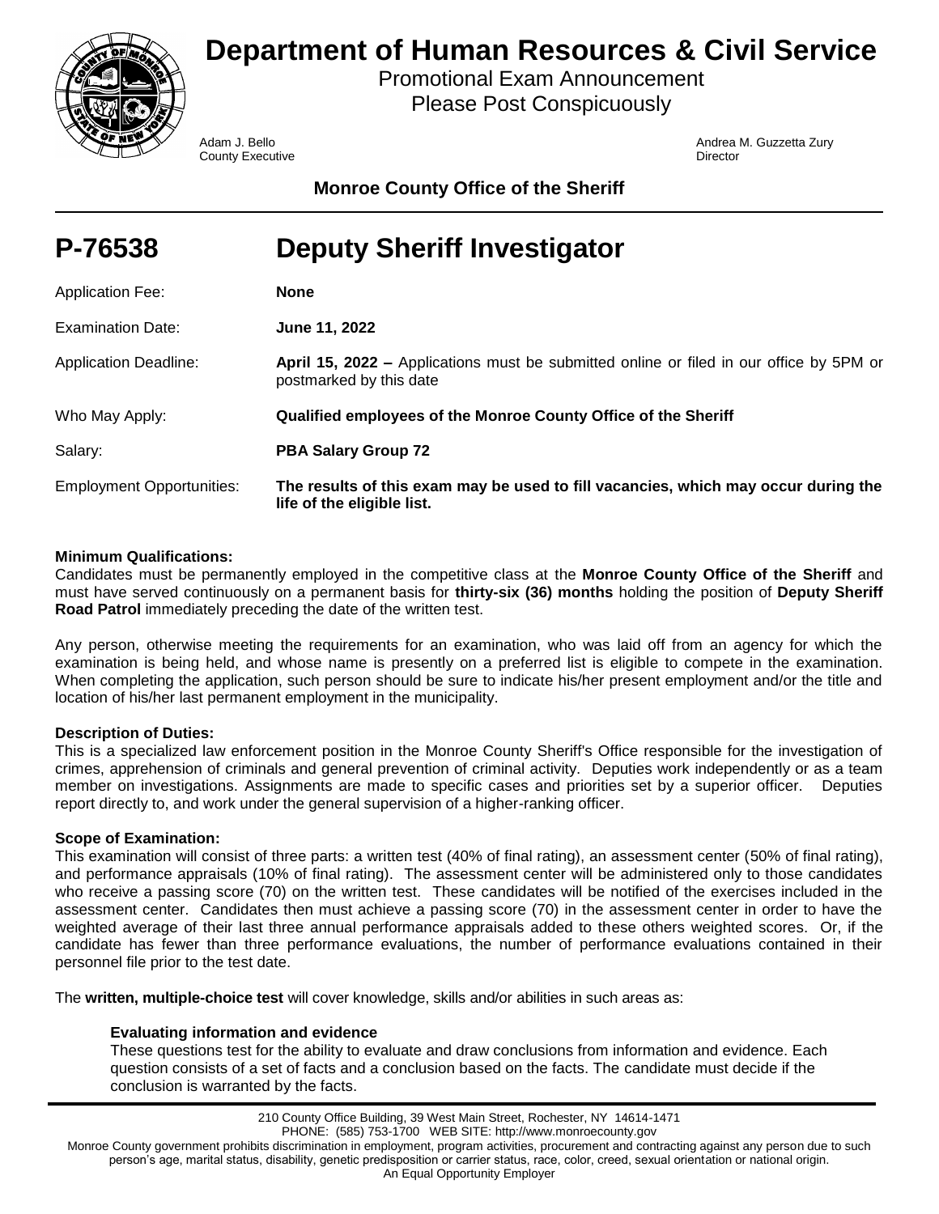# Department of Human Resources & Civil Service

Promotional Exam Announcement
Please Post Conspicuously

Adam J. Bello
County Executive

Andrea M. Guzzetta Zury
Director

**Monroe County Office of the Sheriff**

# P-76538 Deputy Sheriff Investigator

| | |
|---|---|
| Application Fee: | **None** |
| Examination Date: | **June 11, 2022** |
| Application Deadline: | **April 15, 2022 –** Applications must be submitted online or filed in our office by 5PM or postmarked by this date |
| Who May Apply: | **Qualified employees of the Monroe County Office of the Sheriff** |
| Salary: | **PBA Salary Group 72** |
| Employment Opportunities: | **The results of this exam may be used to fill vacancies, which may occur during the life of the eligible list.** |

**Minimum Qualifications:**
Candidates must be permanently employed in the competitive class at the **Monroe County Office of the Sheriff** and must have served continuously on a permanent basis for **thirty-six (36) months** holding the position of **Deputy Sheriff Road Patrol** immediately preceding the date of the written test.

Any person, otherwise meeting the requirements for an examination, who was laid off from an agency for which the examination is being held, and whose name is presently on a preferred list is eligible to compete in the examination. When completing the application, such person should be sure to indicate his/her present employment and/or the title and location of his/her last permanent employment in the municipality.

**Description of Duties:**
This is a specialized law enforcement position in the Monroe County Sheriff's Office responsible for the investigation of crimes, apprehension of criminals and general prevention of criminal activity. Deputies work independently or as a team member on investigations. Assignments are made to specific cases and priorities set by a superior officer. Deputies report directly to, and work under the general supervision of a higher-ranking officer.

**Scope of Examination:**
This examination will consist of three parts: a written test (40% of final rating), an assessment center (50% of final rating), and performance appraisals (10% of final rating). The assessment center will be administered only to those candidates who receive a passing score (70) on the written test. These candidates will be notified of the exercises included in the assessment center. Candidates then must achieve a passing score (70) in the assessment center in order to have the weighted average of their last three annual performance appraisals added to these others weighted scores. Or, if the candidate has fewer than three performance evaluations, the number of performance evaluations contained in their personnel file prior to the test date.

The **written, multiple-choice test** will cover knowledge, skills and/or abilities in such areas as:

**Evaluating information and evidence**
These questions test for the ability to evaluate and draw conclusions from information and evidence. Each question consists of a set of facts and a conclusion based on the facts. The candidate must decide if the conclusion is warranted by the facts.

210 County Office Building, 39 West Main Street, Rochester, NY 14614-1471
PHONE: (585) 753-1700 WEB SITE: http://www.monroecounty.gov
Monroe County government prohibits discrimination in employment, program activities, procurement and contracting against any person due to such person's age, marital status, disability, genetic predisposition or carrier status, race, color, creed, sexual orientation or national origin.
An Equal Opportunity Employer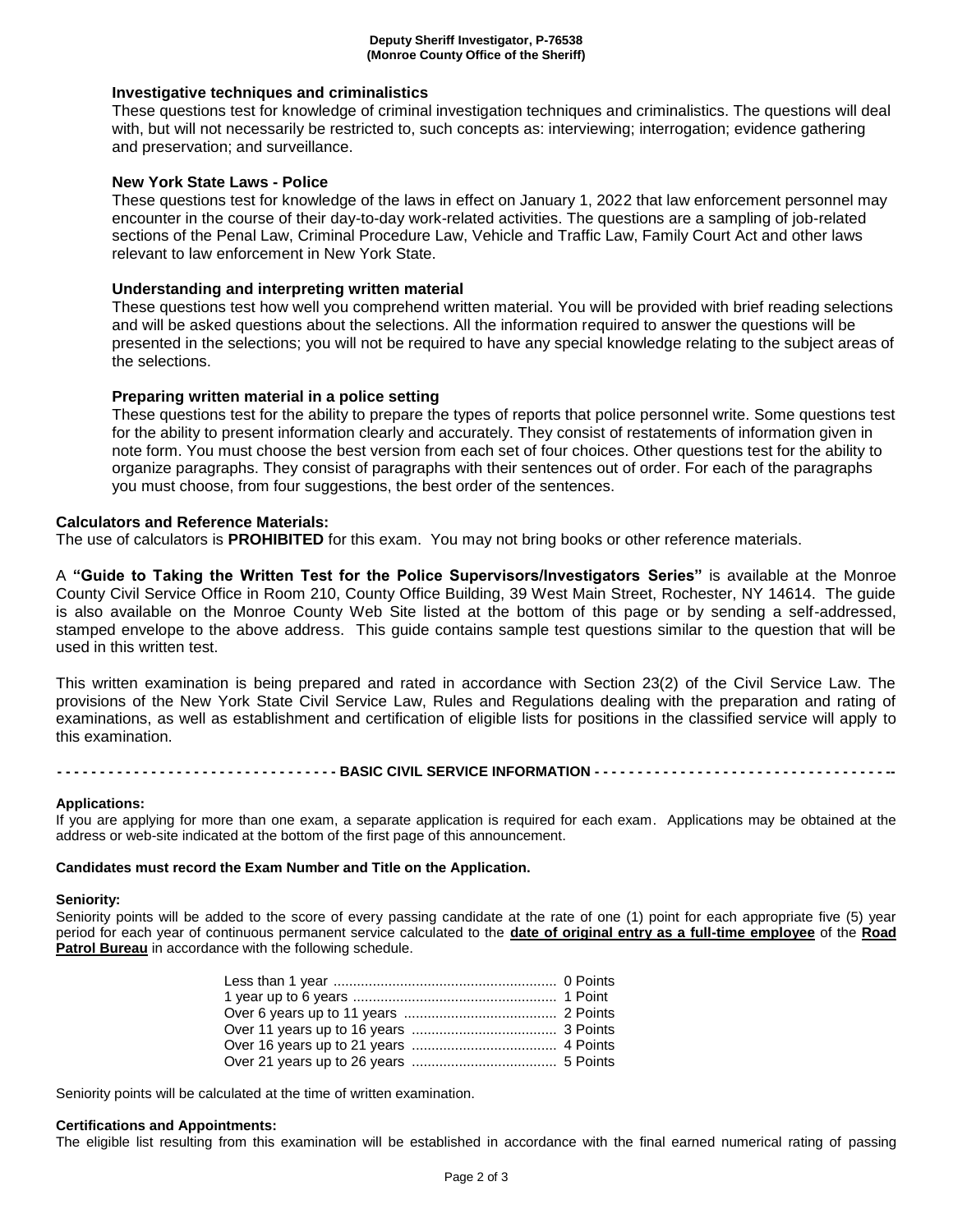### Investigative techniques and criminalistics

These questions test for knowledge of criminal investigation techniques and criminalistics. The questions will deal with, but will not necessarily be restricted to, such concepts as: interviewing; interrogation; evidence gathering and preservation; and surveillance.

### New York State Laws - Police

These questions test for knowledge of the laws in effect on January 1, 2022 that law enforcement personnel may encounter in the course of their day-to-day work-related activities. The questions are a sampling of job-related sections of the Penal Law, Criminal Procedure Law, Vehicle and Traffic Law, Family Court Act and other laws relevant to law enforcement in New York State.

### Understanding and interpreting written material

These questions test how well you comprehend written material. You will be provided with brief reading selections and will be asked questions about the selections. All the information required to answer the questions will be presented in the selections; you will not be required to have any special knowledge relating to the subject areas of the selections.

### Preparing written material in a police setting

These questions test for the ability to prepare the types of reports that police personnel write. Some questions test for the ability to present information clearly and accurately. They consist of restatements of information given in note form. You must choose the best version from each set of four choices. Other questions test for the ability to organize paragraphs. They consist of paragraphs with their sentences out of order. For each of the paragraphs you must choose, from four suggestions, the best order of the sentences.

## Calculators and Reference Materials:

The use of calculators is **PROHIBITED** for this exam. You may not bring books or other reference materials.

A **"Guide to Taking the Written Test for the Police Supervisors/Investigators Series"** is available at the Monroe County Civil Service Office in Room 210, County Office Building, 39 West Main Street, Rochester, NY 14614. The guide is also available on the Monroe County Web Site listed at the bottom of this page or by sending a self-addressed, stamped envelope to the above address. This guide contains sample test questions similar to the question that will be used in this written test.

This written examination is being prepared and rated in accordance with Section 23(2) of the Civil Service Law. The provisions of the New York State Civil Service Law, Rules and Regulations dealing with the preparation and rating of examinations, as well as establishment and certification of eligible lists for positions in the classified service will apply to this examination.

## BASIC CIVIL SERVICE INFORMATION

**Applications:**

If you are applying for more than one exam, a separate application is required for each exam. Applications may be obtained at the address or web-site indicated at the bottom of the first page of this announcement.

**Candidates must record the Exam Number and Title on the Application.**

**Seniority:**

Seniority points will be added to the score of every passing candidate at the rate of one (1) point for each appropriate five (5) year period for each year of continuous permanent service calculated to the **date of original entry as a full-time employee** of the **Road Patrol Bureau** in accordance with the following schedule.

| Service | Points |
|---|---|
| Less than 1 year | 0 Points |
| 1 year up to 6 years | 1 Point |
| Over 6 years up to 11 years | 2 Points |
| Over 11 years up to 16 years | 3 Points |
| Over 16 years up to 21 years | 4 Points |
| Over 21 years up to 26 years | 5 Points |

Seniority points will be calculated at the time of written examination.

**Certifications and Appointments:**

The eligible list resulting from this examination will be established in accordance with the final earned numerical rating of passing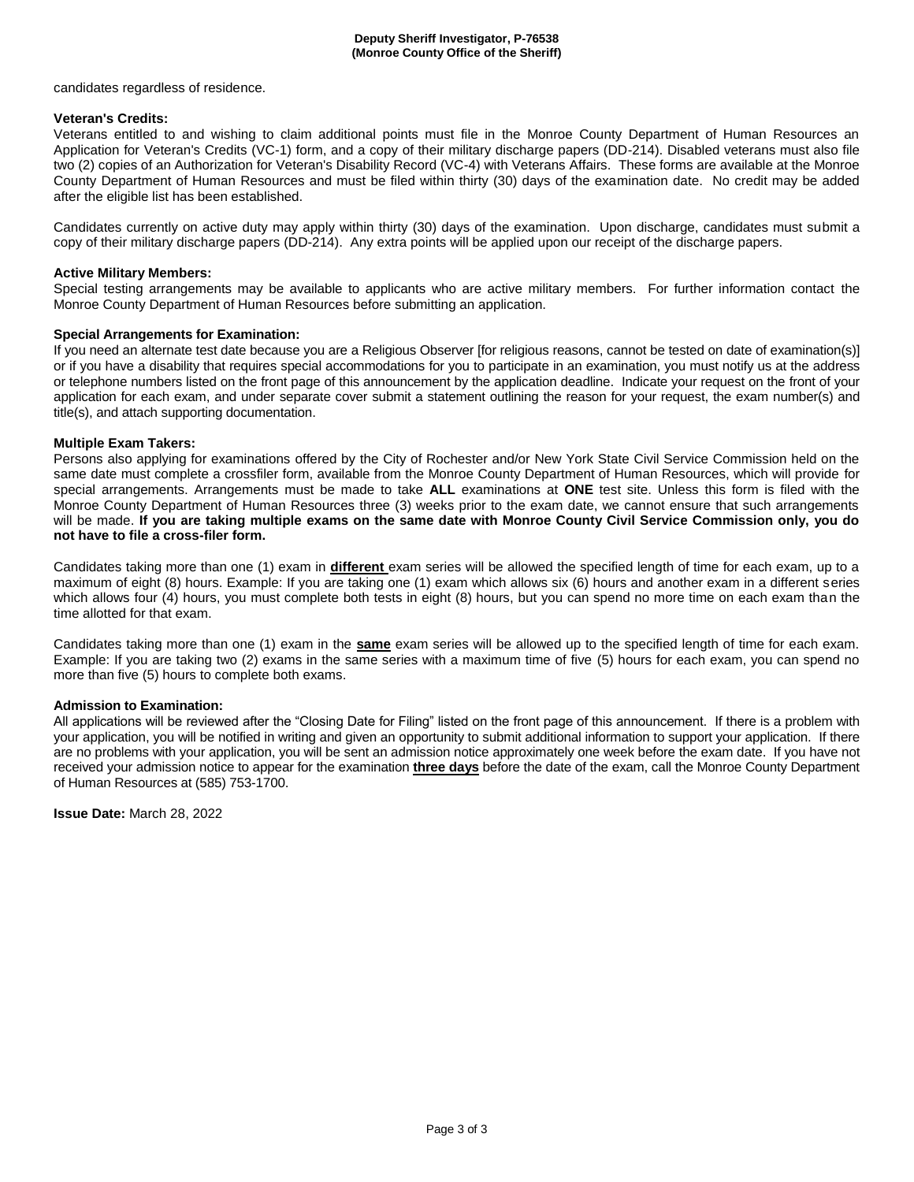candidates regardless of residence.

**Veteran's Credits:**
Veterans entitled to and wishing to claim additional points must file in the Monroe County Department of Human Resources an Application for Veteran's Credits (VC-1) form, and a copy of their military discharge papers (DD-214). Disabled veterans must also file two (2) copies of an Authorization for Veteran's Disability Record (VC-4) with Veterans Affairs. These forms are available at the Monroe County Department of Human Resources and must be filed within thirty (30) days of the examination date. No credit may be added after the eligible list has been established.

Candidates currently on active duty may apply within thirty (30) days of the examination. Upon discharge, candidates must submit a copy of their military discharge papers (DD-214). Any extra points will be applied upon our receipt of the discharge papers.

**Active Military Members:**
Special testing arrangements may be available to applicants who are active military members. For further information contact the Monroe County Department of Human Resources before submitting an application.

**Special Arrangements for Examination:**
If you need an alternate test date because you are a Religious Observer [for religious reasons, cannot be tested on date of examination(s)] or if you have a disability that requires special accommodations for you to participate in an examination, you must notify us at the address or telephone numbers listed on the front page of this announcement by the application deadline. Indicate your request on the front of your application for each exam, and under separate cover submit a statement outlining the reason for your request, the exam number(s) and title(s), and attach supporting documentation.

**Multiple Exam Takers:**
Persons also applying for examinations offered by the City of Rochester and/or New York State Civil Service Commission held on the same date must complete a crossfiler form, available from the Monroe County Department of Human Resources, which will provide for special arrangements. Arrangements must be made to take **ALL** examinations at **ONE** test site. Unless this form is filed with the Monroe County Department of Human Resources three (3) weeks prior to the exam date, we cannot ensure that such arrangements will be made. **If you are taking multiple exams on the same date with Monroe County Civil Service Commission only, you do not have to file a cross-filer form.**

Candidates taking more than one (1) exam in **different** exam series will be allowed the specified length of time for each exam, up to a maximum of eight (8) hours. Example: If you are taking one (1) exam which allows six (6) hours and another exam in a different series which allows four (4) hours, you must complete both tests in eight (8) hours, but you can spend no more time on each exam than the time allotted for that exam.

Candidates taking more than one (1) exam in the **same** exam series will be allowed up to the specified length of time for each exam. Example: If you are taking two (2) exams in the same series with a maximum time of five (5) hours for each exam, you can spend no more than five (5) hours to complete both exams.

**Admission to Examination:**
All applications will be reviewed after the "Closing Date for Filing" listed on the front page of this announcement. If there is a problem with your application, you will be notified in writing and given an opportunity to submit additional information to support your application. If there are no problems with your application, you will be sent an admission notice approximately one week before the exam date. If you have not received your admission notice to appear for the examination **three days** before the date of the exam, call the Monroe County Department of Human Resources at (585) 753-1700.

**Issue Date:** March 28, 2022